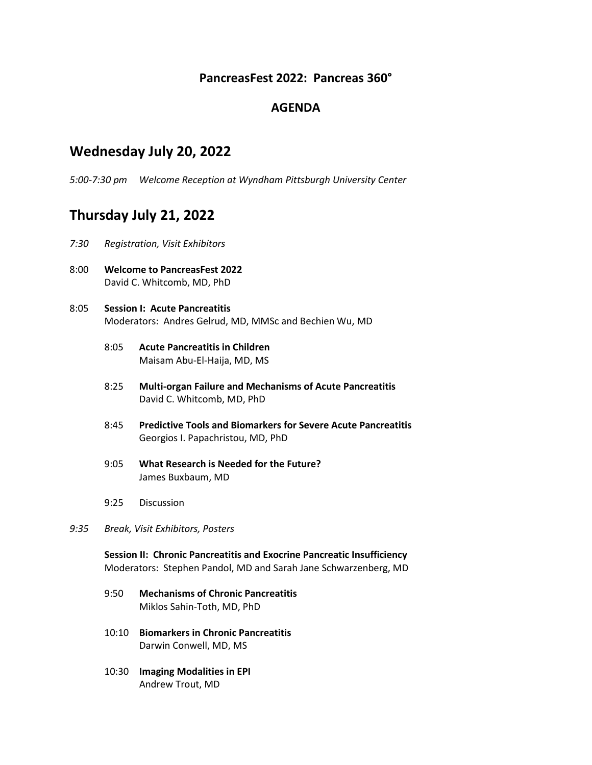# PancreasFest 2022: Pancreas 360°

## AGENDA

## Wednesday July 20, 2022

*5:00-7:30 pm Welcome Reception at Wyndham Pittsburgh University Center*

## Thursday July 21, 2022

*7:30 Registration, Visit Exhibitors*

8:00 **Welcome to PancreasFest 2022**
David C. Whitcomb, MD, PhD

8:05 **Session I: Acute Pancreatitis**
Moderators: Andres Gelrud, MD, MMSc and Bechien Wu, MD

- 8:05 **Acute Pancreatitis in Children**
  Maisam Abu-El-Haija, MD, MS

- 8:25 **Multi-organ Failure and Mechanisms of Acute Pancreatitis**
  David C. Whitcomb, MD, PhD

- 8:45 **Predictive Tools and Biomarkers for Severe Acute Pancreatitis**
  Georgios I. Papachristou, MD, PhD

- 9:05 **What Research is Needed for the Future?**
  James Buxbaum, MD

- 9:25 Discussion

*9:35 Break, Visit Exhibitors, Posters*

**Session II: Chronic Pancreatitis and Exocrine Pancreatic Insufficiency**
Moderators: Stephen Pandol, MD and Sarah Jane Schwarzenberg, MD

- 9:50 **Mechanisms of Chronic Pancreatitis**
  Miklos Sahin-Toth, MD, PhD

- 10:10 **Biomarkers in Chronic Pancreatitis**
  Darwin Conwell, MD, MS

- 10:30 **Imaging Modalities in EPI**
  Andrew Trout, MD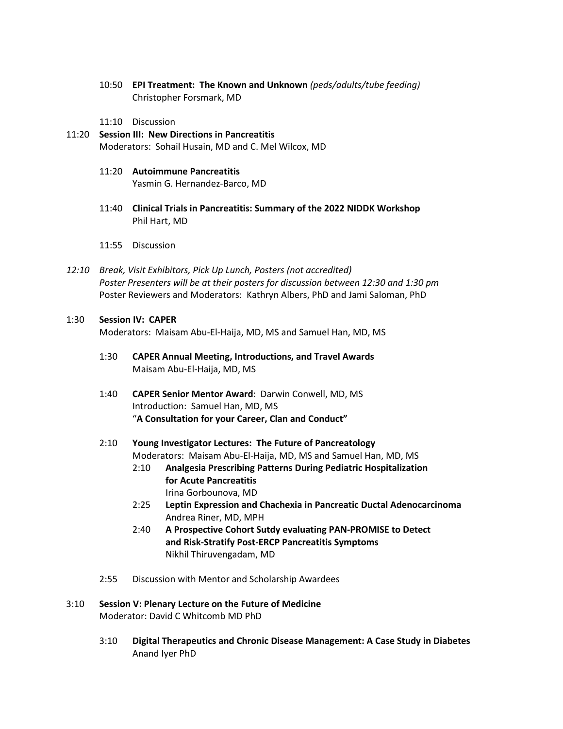10:50 **EPI Treatment: The Known and Unknown** *(peds/adults/tube feeding)*
Christopher Forsmark, MD

11:10 Discussion

11:20 **Session III: New Directions in Pancreatitis**
Moderators: Sohail Husain, MD and C. Mel Wilcox, MD

11:20 **Autoimmune Pancreatitis**
Yasmin G. Hernandez-Barco, MD

11:40 **Clinical Trials in Pancreatitis: Summary of the 2022 NIDDK Workshop**
Phil Hart, MD

11:55 Discussion

*12:10 Break, Visit Exhibitors, Pick Up Lunch, Posters (not accredited)*
*Poster Presenters will be at their posters for discussion between 12:30 and 1:30 pm*
Poster Reviewers and Moderators: Kathryn Albers, PhD and Jami Saloman, PhD

1:30 **Session IV: CAPER**
Moderators: Maisam Abu-El-Haija, MD, MS and Samuel Han, MD, MS

1:30 **CAPER Annual Meeting, Introductions, and Travel Awards**
Maisam Abu-El-Haija, MD, MS

1:40 **CAPER Senior Mentor Award**: Darwin Conwell, MD, MS
Introduction: Samuel Han, MD, MS
"**A Consultation for your Career, Clan and Conduct"**

2:10 **Young Investigator Lectures: The Future of Pancreatology**
Moderators: Maisam Abu-El-Haija, MD, MS and Samuel Han, MD, MS

2:10 **Analgesia Prescribing Patterns During Pediatric Hospitalization for Acute Pancreatitis**
Irina Gorbounova, MD

2:25 **Leptin Expression and Chachexia in Pancreatic Ductal Adenocarcinoma**
Andrea Riner, MD, MPH

2:40 **A Prospective Cohort Sutdy evaluating PAN-PROMISE to Detect and Risk-Stratify Post-ERCP Pancreatitis Symptoms**
Nikhil Thiruvengadam, MD

2:55 Discussion with Mentor and Scholarship Awardees

3:10 **Session V: Plenary Lecture on the Future of Medicine**
Moderator: David C Whitcomb MD PhD

3:10 **Digital Therapeutics and Chronic Disease Management: A Case Study in Diabetes**
Anand Iyer PhD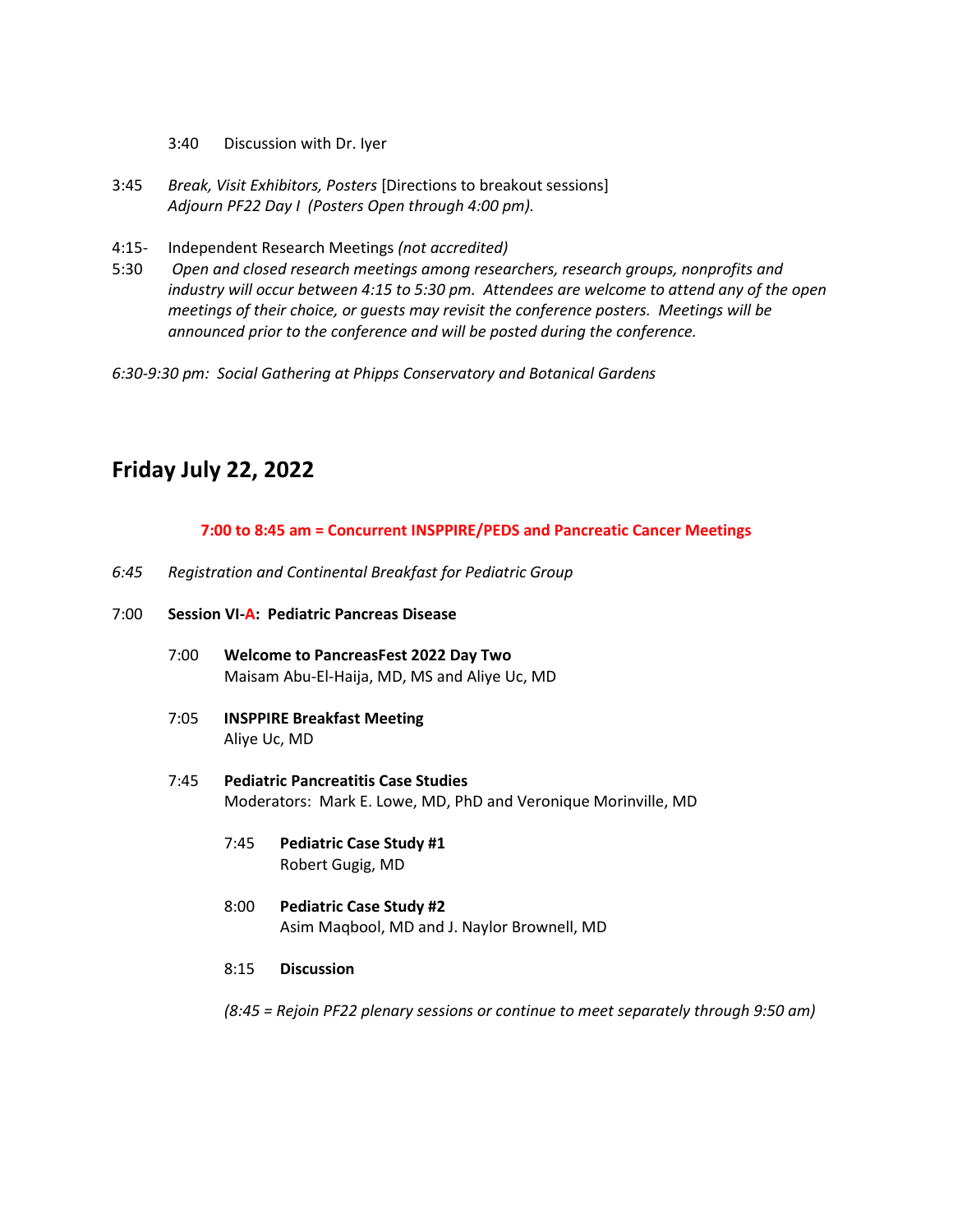3:40 Discussion with Dr. Iyer

3:45 *Break, Visit Exhibitors, Posters* [Directions to breakout sessions]
*Adjourn PF22 Day I (Posters Open through 4:00 pm).*

4:15-5:30 Independent Research Meetings *(not accredited)*
*Open and closed research meetings among researchers, research groups, nonprofits and industry will occur between 4:15 to 5:30 pm. Attendees are welcome to attend any of the open meetings of their choice, or guests may revisit the conference posters. Meetings will be announced prior to the conference and will be posted during the conference.*

*6:30-9:30 pm: Social Gathering at Phipps Conservatory and Botanical Gardens*

## Friday July 22, 2022

**7:00 to 8:45 am = Concurrent INSPPIRE/PEDS and Pancreatic Cancer Meetings**

*6:45 Registration and Continental Breakfast for Pediatric Group*

7:00 **Session VI-A: Pediatric Pancreas Disease**

- 7:00 **Welcome to PancreasFest 2022 Day Two**
  Maisam Abu-El-Haija, MD, MS and Aliye Uc, MD

- 7:05 **INSPPIRE Breakfast Meeting**
  Aliye Uc, MD

- 7:45 **Pediatric Pancreatitis Case Studies**
  Moderators: Mark E. Lowe, MD, PhD and Veronique Morinville, MD

  - 7:45 **Pediatric Case Study #1**
    Robert Gugig, MD

  - 8:00 **Pediatric Case Study #2**
    Asim Maqbool, MD and J. Naylor Brownell, MD

  - 8:15 **Discussion**

  *(8:45 = Rejoin PF22 plenary sessions or continue to meet separately through 9:50 am)*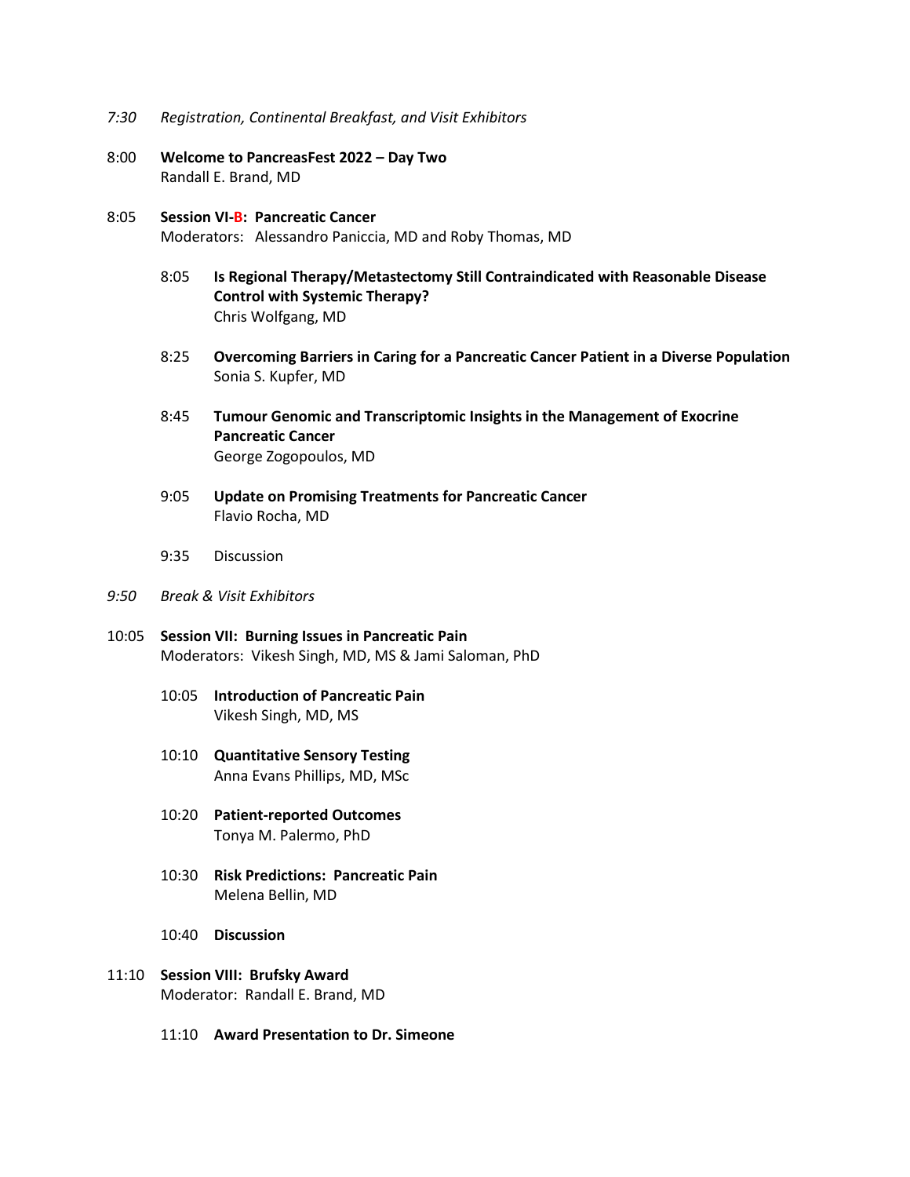*7:30 Registration, Continental Breakfast, and Visit Exhibitors*

8:00 **Welcome to PancreasFest 2022 – Day Two**
Randall E. Brand, MD

8:05 **Session VI-B: Pancreatic Cancer**
Moderators: Alessandro Paniccia, MD and Roby Thomas, MD

- 8:05 **Is Regional Therapy/Metastectomy Still Contraindicated with Reasonable Disease Control with Systemic Therapy?**
  Chris Wolfgang, MD

- 8:25 **Overcoming Barriers in Caring for a Pancreatic Cancer Patient in a Diverse Population**
  Sonia S. Kupfer, MD

- 8:45 **Tumour Genomic and Transcriptomic Insights in the Management of Exocrine Pancreatic Cancer**
  George Zogopoulos, MD

- 9:05 **Update on Promising Treatments for Pancreatic Cancer**
  Flavio Rocha, MD

- 9:35 Discussion

*9:50 Break & Visit Exhibitors*

10:05 **Session VII: Burning Issues in Pancreatic Pain**
Moderators: Vikesh Singh, MD, MS & Jami Saloman, PhD

- 10:05 **Introduction of Pancreatic Pain**
  Vikesh Singh, MD, MS

- 10:10 **Quantitative Sensory Testing**
  Anna Evans Phillips, MD, MSc

- 10:20 **Patient-reported Outcomes**
  Tonya M. Palermo, PhD

- 10:30 **Risk Predictions: Pancreatic Pain**
  Melena Bellin, MD

- 10:40 **Discussion**

11:10 **Session VIII: Brufsky Award**
Moderator: Randall E. Brand, MD

- 11:10 **Award Presentation to Dr. Simeone**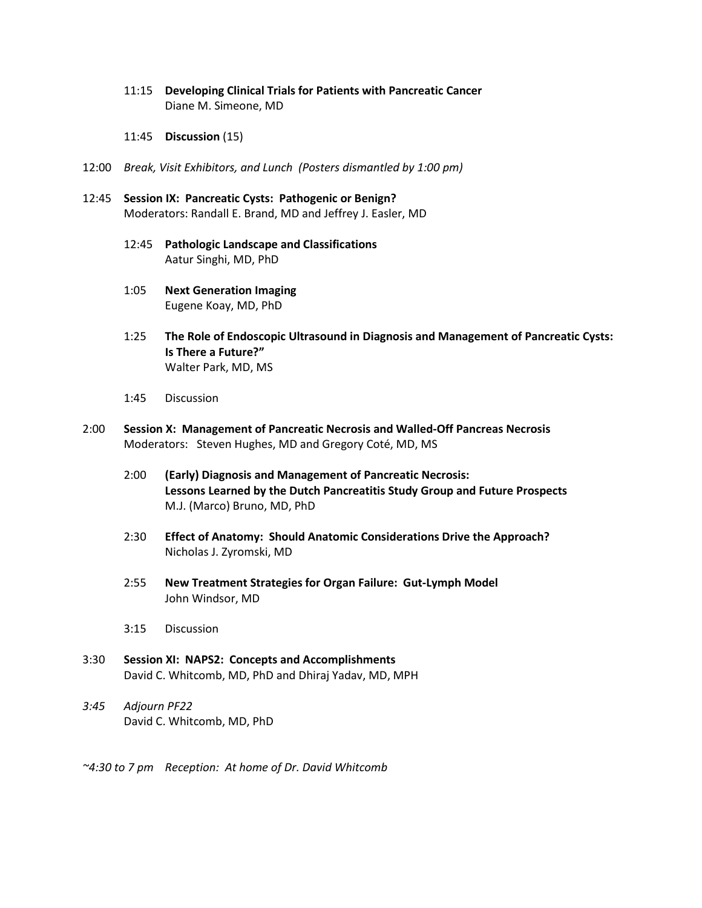11:15 **Developing Clinical Trials for Patients with Pancreatic Cancer**
Diane M. Simeone, MD

11:45 **Discussion** (15)

12:00 *Break, Visit Exhibitors, and Lunch (Posters dismantled by 1:00 pm)*

12:45 **Session IX: Pancreatic Cysts: Pathogenic or Benign?**
Moderators: Randall E. Brand, MD and Jeffrey J. Easler, MD

12:45 **Pathologic Landscape and Classifications**
Aatur Singhi, MD, PhD

1:05 **Next Generation Imaging**
Eugene Koay, MD, PhD

1:25 **The Role of Endoscopic Ultrasound in Diagnosis and Management of Pancreatic Cysts: Is There a Future?"**
Walter Park, MD, MS

1:45 Discussion

2:00 **Session X: Management of Pancreatic Necrosis and Walled-Off Pancreas Necrosis**
Moderators: Steven Hughes, MD and Gregory Coté, MD, MS

2:00 **(Early) Diagnosis and Management of Pancreatic Necrosis: Lessons Learned by the Dutch Pancreatitis Study Group and Future Prospects**
M.J. (Marco) Bruno, MD, PhD

2:30 **Effect of Anatomy: Should Anatomic Considerations Drive the Approach?**
Nicholas J. Zyromski, MD

2:55 **New Treatment Strategies for Organ Failure: Gut-Lymph Model**
John Windsor, MD

3:15 Discussion

3:30 **Session XI: NAPS2: Concepts and Accomplishments**
David C. Whitcomb, MD, PhD and Dhiraj Yadav, MD, MPH

*3:45 Adjourn PF22*
David C. Whitcomb, MD, PhD

*~4:30 to 7 pm Reception: At home of Dr. David Whitcomb*